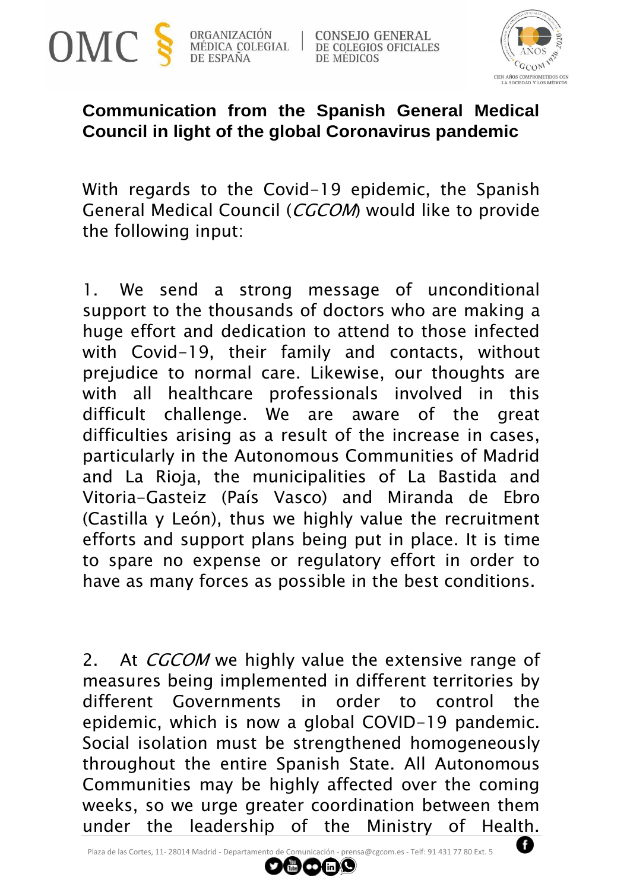# Communication from the Spanish General Medical Council in light of the global Coronavirus pandemic

With regards to the Covid-19 epidemic, the Spanish General Medical Council (*CGCOM*) would like to provide the following input:

1. We send a strong message of unconditional support to the thousands of doctors who are making a huge effort and dedication to attend to those infected with Covid-19, their family and contacts, without prejudice to normal care. Likewise, our thoughts are with all healthcare professionals involved in this difficult challenge. We are aware of the great difficulties arising as a result of the increase in cases, particularly in the Autonomous Communities of Madrid and La Rioja, the municipalities of La Bastida and Vitoria-Gasteiz (País Vasco) and Miranda de Ebro (Castilla y León), thus we highly value the recruitment efforts and support plans being put in place. It is time to spare no expense or regulatory effort in order to have as many forces as possible in the best conditions.

2. At *CGCOM* we highly value the extensive range of measures being implemented in different territories by different Governments in order to control the epidemic, which is now a global COVID-19 pandemic. Social isolation must be strengthened homogeneously throughout the entire Spanish State. All Autonomous Communities may be highly affected over the coming weeks, so we urge greater coordination between them under the leadership of the Ministry of Health.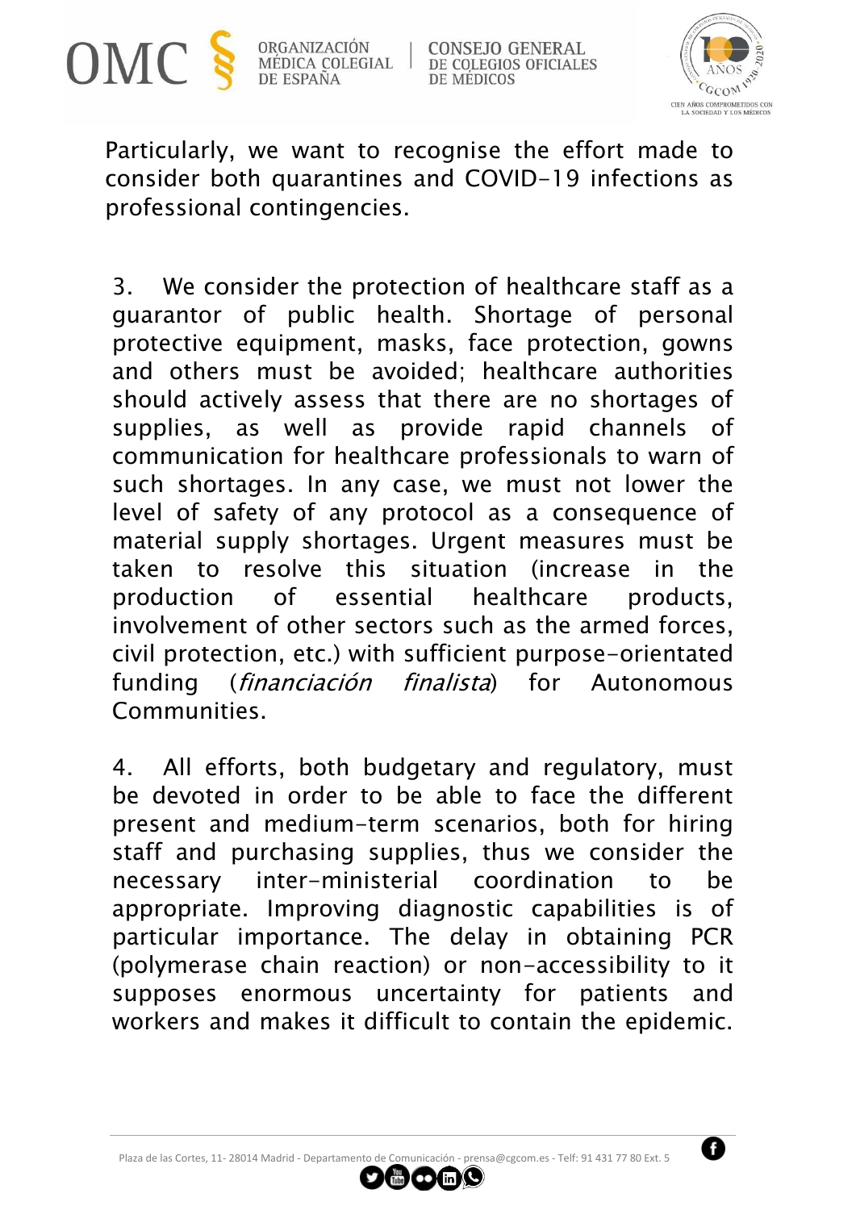Particularly, we want to recognise the effort made to consider both quarantines and COVID-19 infections as professional contingencies.

3. We consider the protection of healthcare staff as a guarantor of public health. Shortage of personal protective equipment, masks, face protection, gowns and others must be avoided; healthcare authorities should actively assess that there are no shortages of supplies, as well as provide rapid channels of communication for healthcare professionals to warn of such shortages. In any case, we must not lower the level of safety of any protocol as a consequence of material supply shortages. Urgent measures must be taken to resolve this situation (increase in the production of essential healthcare products, involvement of other sectors such as the armed forces, civil protection, etc.) with sufficient purpose-orientated funding (*financiación finalista*) for Autonomous Communities.

4. All efforts, both budgetary and regulatory, must be devoted in order to be able to face the different present and medium-term scenarios, both for hiring staff and purchasing supplies, thus we consider the necessary inter-ministerial coordination to be appropriate. Improving diagnostic capabilities is of particular importance. The delay in obtaining PCR (polymerase chain reaction) or non-accessibility to it supposes enormous uncertainty for patients and workers and makes it difficult to contain the epidemic.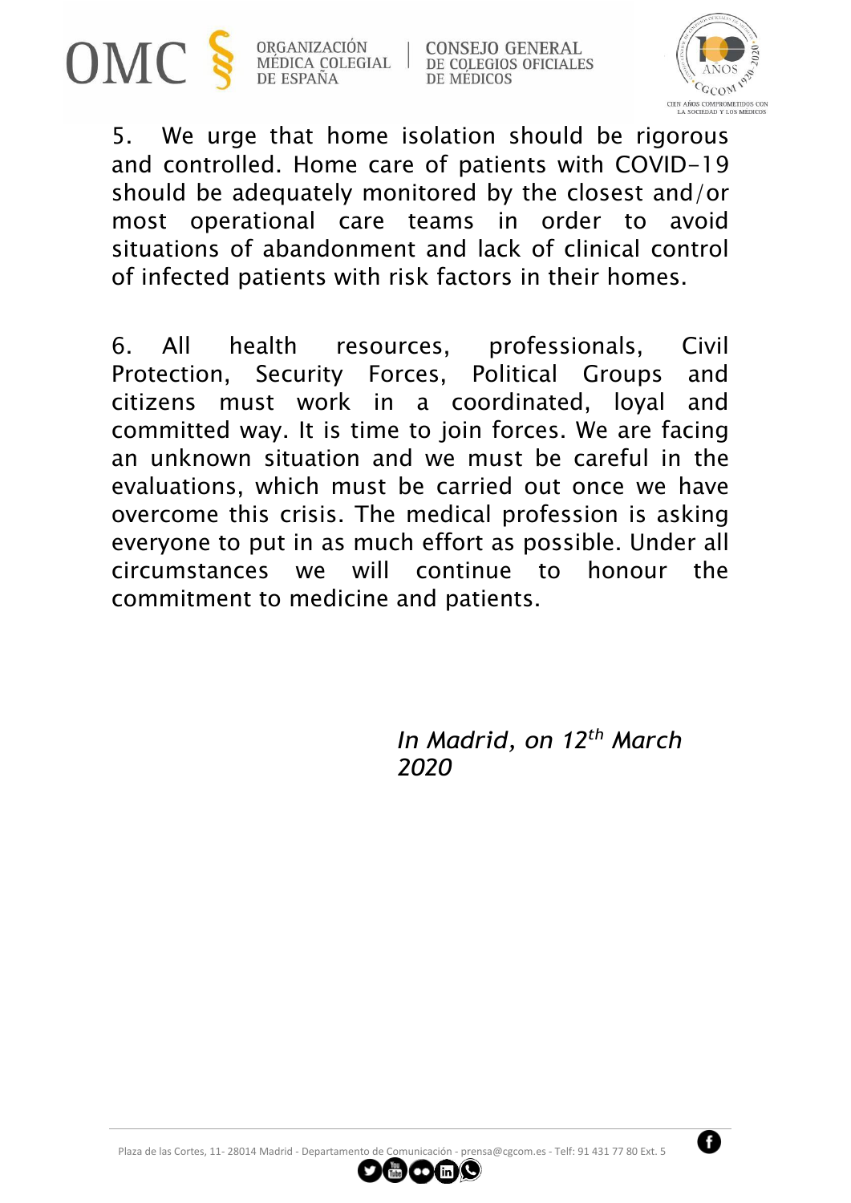5. We urge that home isolation should be rigorous and controlled. Home care of patients with COVID-19 should be adequately monitored by the closest and/or most operational care teams in order to avoid situations of abandonment and lack of clinical control of infected patients with risk factors in their homes.

6. All health resources, professionals, Civil Protection, Security Forces, Political Groups and citizens must work in a coordinated, loyal and committed way. It is time to join forces. We are facing an unknown situation and we must be careful in the evaluations, which must be carried out once we have overcome this crisis. The medical profession is asking everyone to put in as much effort as possible. Under all circumstances we will continue to honour the commitment to medicine and patients.

*In Madrid, on 12th March 2020*